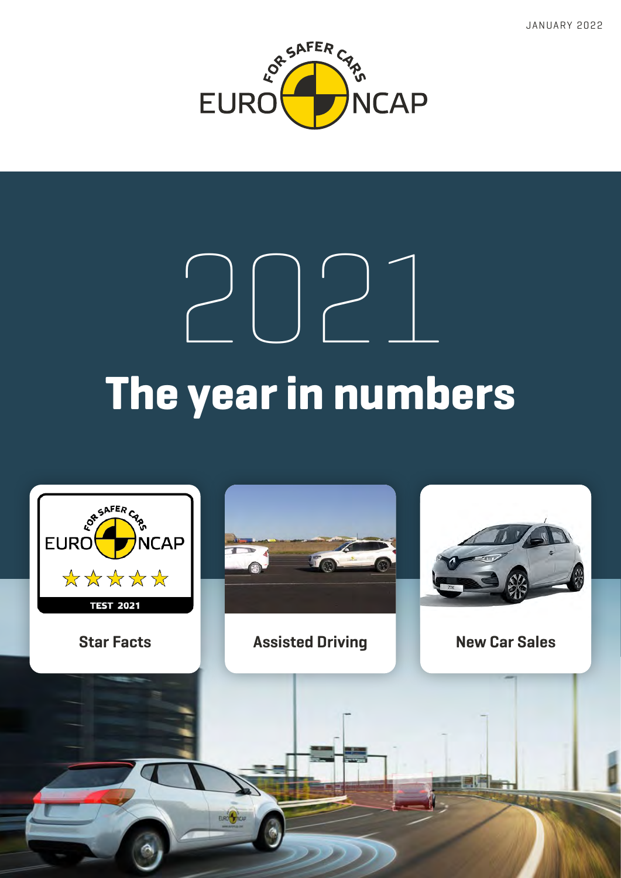JANUARY 2022

EURO NCAP

FOR SAFER CARS

# 2021

# The year in numbers

Star Facts

Assisted Driving

New Car Sales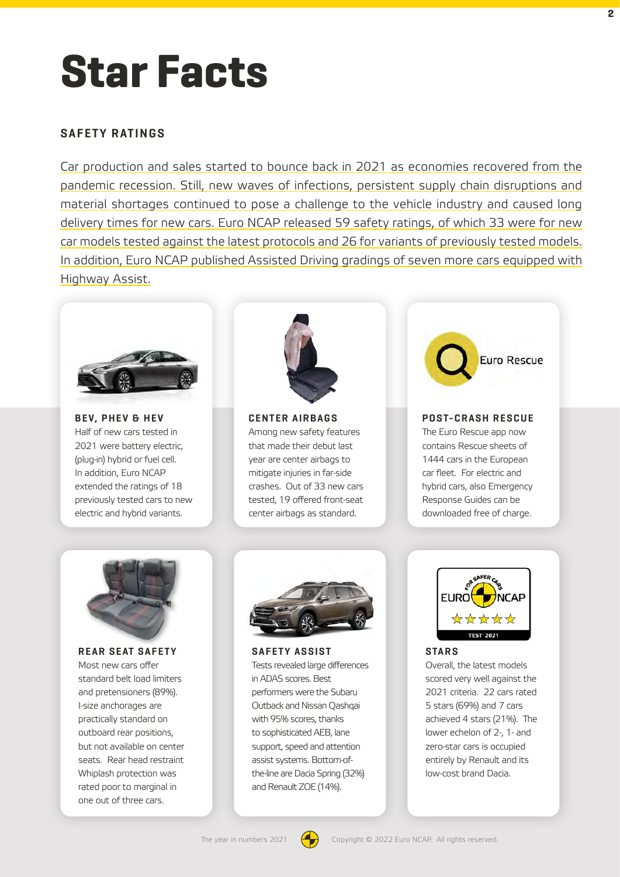# Star Facts

## SAFETY RATINGS

Car production and sales started to bounce back in 2021 as economies recovered from the pandemic recession. Still, new waves of infections, persistent supply chain disruptions and material shortages continued to pose a challenge to the vehicle industry and caused long delivery times for new cars. Euro NCAP released 59 safety ratings, of which 33 were for new car models tested against the latest protocols and 26 for variants of previously tested models. In addition, Euro NCAP published Assisted Driving gradings of seven more cars equipped with Highway Assist.

### BEV, PHEV & HEV

Half of new cars tested in 2021 were battery electric, (plug-in) hybrid or fuel cell. In addition, Euro NCAP extended the ratings of 18 previously tested cars to new electric and hybrid variants.

### CENTER AIRBAGS

Among new safety features that made their debut last year are center airbags to mitigate injuries in far-side crashes. Out of 33 new cars tested, 19 offered front-seat center airbags as standard.

### POST-CRASH RESCUE

The Euro Rescue app now contains Rescue sheets of 1444 cars in the European car fleet. For electric and hybrid cars, also Emergency Response Guides can be downloaded free of charge.

### REAR SEAT SAFETY

Most new cars offer standard belt load limiters and pretensioners (89%). I-size anchorages are practically standard on outboard rear positions, but not available on center seats. Rear head restraint Whiplash protection was rated poor to marginal in one out of three cars.

### SAFETY ASSIST

Tests revealed large differences in ADAS scores. Best performers were the Subaru Outback and Nissan Qashqai with 95% scores, thanks to sophisticated AEB, lane support, speed and attention assist systems. Bottom-of-the-line are Dacia Spring (32%) and Renault ZOE (14%).

### STARS

Overall, the latest models scored very well against the 2021 criteria. 22 cars rated 5 stars (69%) and 7 cars achieved 4 stars (21%). The lower echelon of 2-, 1- and zero-star cars is occupied entirely by Renault and its low-cost brand Dacia.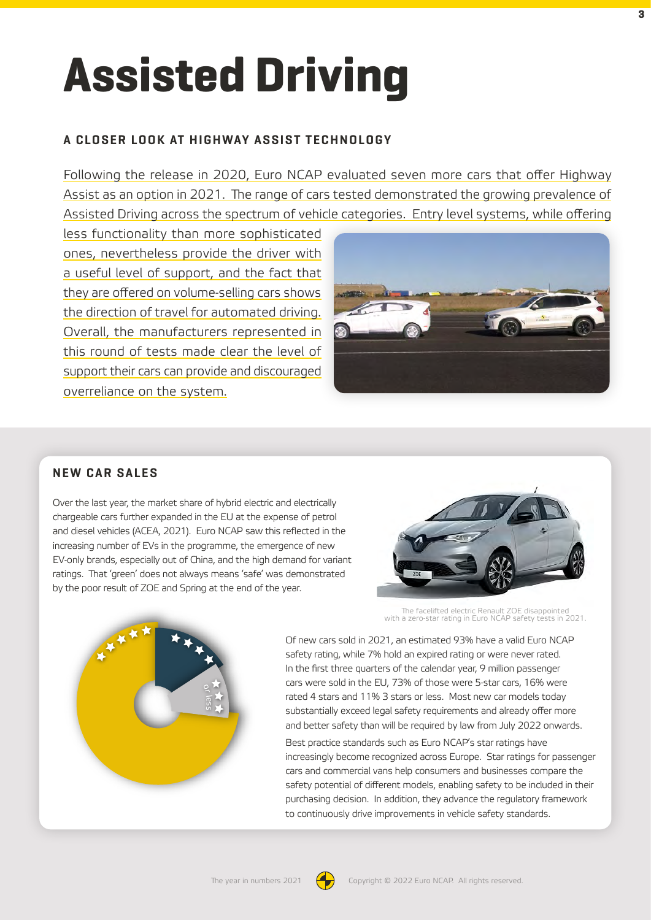# Assisted Driving

## A CLOSER LOOK AT HIGHWAY ASSIST TECHNOLOGY

Following the release in 2020, Euro NCAP evaluated seven more cars that offer Highway Assist as an option in 2021. The range of cars tested demonstrated the growing prevalence of Assisted Driving across the spectrum of vehicle categories. Entry level systems, while offering less functionality than more sophisticated ones, nevertheless provide the driver with a useful level of support, and the fact that they are offered on volume-selling cars shows the direction of travel for automated driving. Overall, the manufacturers represented in this round of tests made clear the level of support their cars can provide and discouraged overreliance on the system.

## NEW CAR SALES

Over the last year, the market share of hybrid electric and electrically chargeable cars further expanded in the EU at the expense of petrol and diesel vehicles (ACEA, 2021). Euro NCAP saw this reflected in the increasing number of EVs in the programme, the emergence of new EV-only brands, especially out of China, and the high demand for variant ratings. That 'green' does not always means 'safe' was demonstrated by the poor result of ZOE and Spring at the end of the year.

The facelifted electric Renault ZOE disappointed with a zero-star rating in Euro NCAP safety tests in 2021.

or less

Of new cars sold in 2021, an estimated 93% have a valid Euro NCAP safety rating, while 7% hold an expired rating or were never rated. In the first three quarters of the calendar year, 9 million passenger cars were sold in the EU, 73% of those were 5-star cars, 16% were rated 4 stars and 11% 3 stars or less. Most new car models today substantially exceed legal safety requirements and already offer more and better safety than will be required by law from July 2022 onwards.

Best practice standards such as Euro NCAP's star ratings have increasingly become recognized across Europe. Star ratings for passenger cars and commercial vans help consumers and businesses compare the safety potential of different models, enabling safety to be included in their purchasing decision. In addition, they advance the regulatory framework to continuously drive improvements in vehicle safety standards.